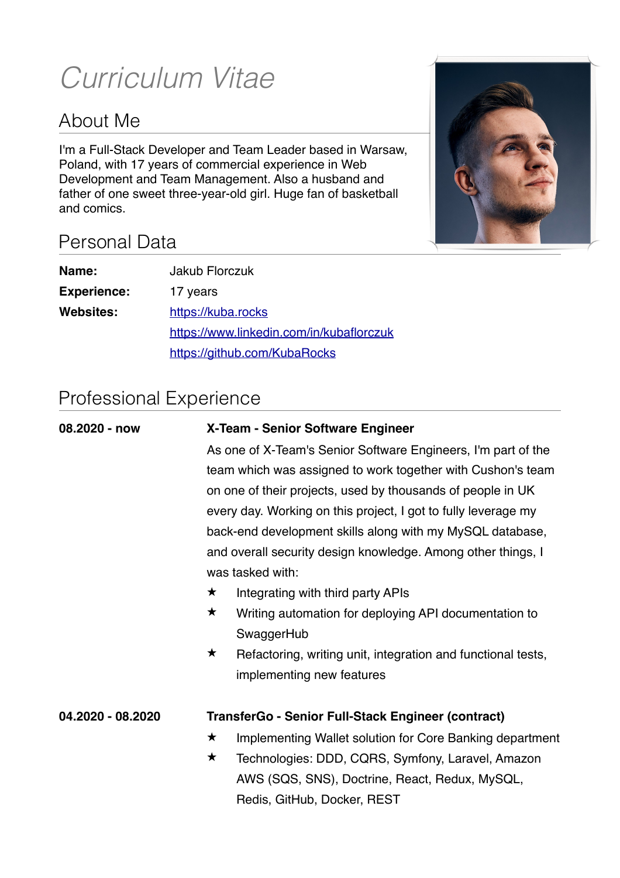# *Curriculum Vitae*

## About Me

I'm a Full-Stack Developer and Team Leader based in Warsaw, Poland, with 17 years of commercial experience in Web Development and Team Management. Also a husband and father of one sweet three-year-old girl. Huge fan of basketball and comics.

## Personal Data

| | |
|---|---|
| **Name:** | Jakub Florczuk |
| **Experience:** | 17 years |
| **Websites:** | https://kuba.rocks |
| | https://www.linkedin.com/in/kubaflorczuk |
| | https://github.com/KubaRocks |

## Professional Experience

**08.2020 - now**

**X-Team - Senior Software Engineer**

As one of X-Team's Senior Software Engineers, I'm part of the team which was assigned to work together with Cushon's team on one of their projects, used by thousands of people in UK every day. Working on this project, I got to fully leverage my back-end development skills along with my MySQL database, and overall security design knowledge. Among other things, I was tasked with:

- ★ Integrating with third party APIs
- ★ Writing automation for deploying API documentation to SwaggerHub
- ★ Refactoring, writing unit, integration and functional tests, implementing new features

**04.2020 - 08.2020**

**TransferGo - Senior Full-Stack Engineer (contract)**

- ★ Implementing Wallet solution for Core Banking department
- ★ Technologies: DDD, CQRS, Symfony, Laravel, Amazon AWS (SQS, SNS), Doctrine, React, Redux, MySQL, Redis, GitHub, Docker, REST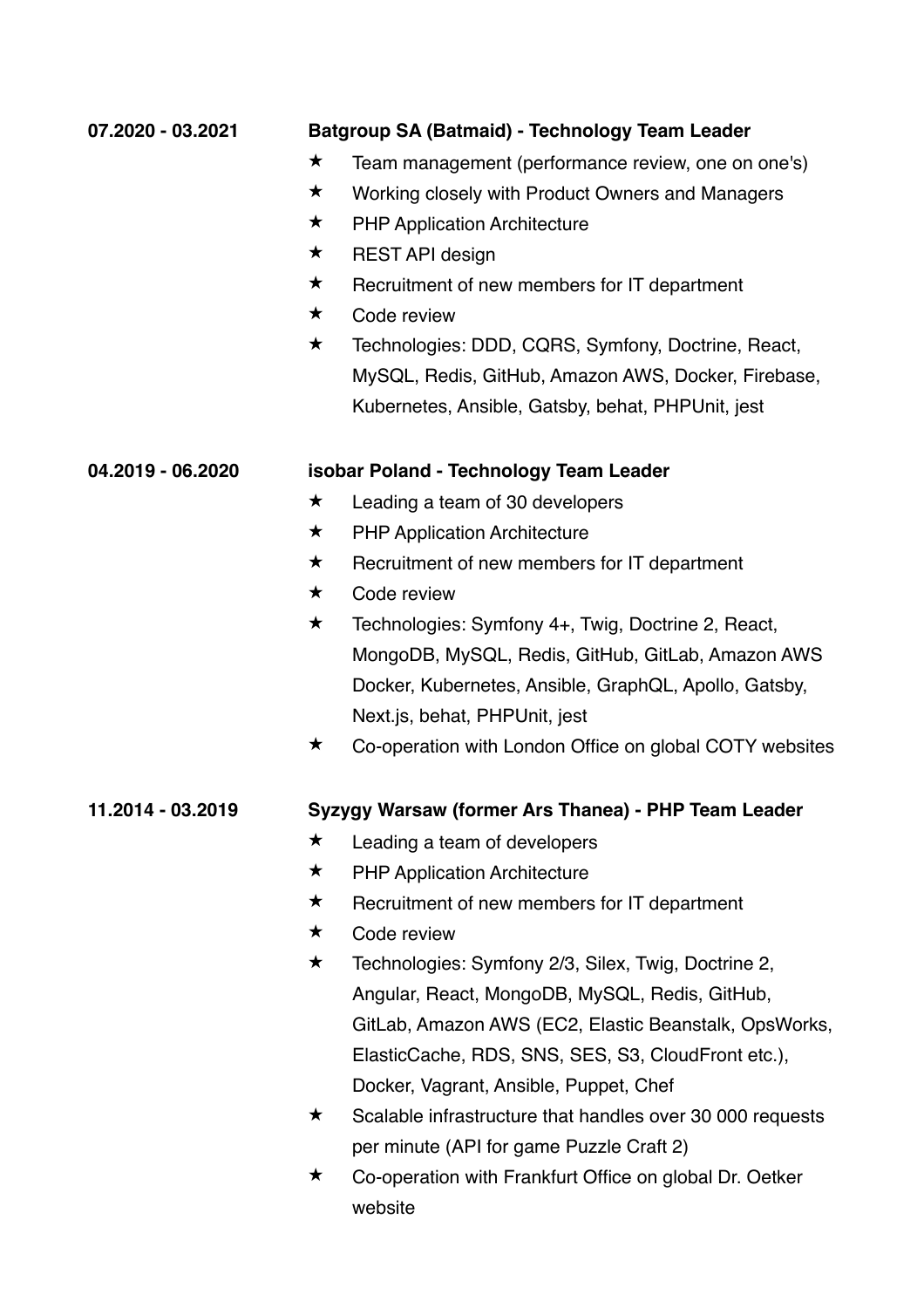**07.2020 - 03.2021** **Batgroup SA (Batmaid) - Technology Team Leader**

- Team management (performance review, one on one's)
- Working closely with Product Owners and Managers
- PHP Application Architecture
- REST API design
- Recruitment of new members for IT department
- Code review
- Technologies: DDD, CQRS, Symfony, Doctrine, React, MySQL, Redis, GitHub, Amazon AWS, Docker, Firebase, Kubernetes, Ansible, Gatsby, behat, PHPUnit, jest

**04.2019 - 06.2020** **isobar Poland - Technology Team Leader**

- Leading a team of 30 developers
- PHP Application Architecture
- Recruitment of new members for IT department
- Code review
- Technologies: Symfony 4+, Twig, Doctrine 2, React, MongoDB, MySQL, Redis, GitHub, GitLab, Amazon AWS Docker, Kubernetes, Ansible, GraphQL, Apollo, Gatsby, Next.js, behat, PHPUnit, jest
- Co-operation with London Office on global COTY websites

**11.2014 - 03.2019** **Syzygy Warsaw (former Ars Thanea) - PHP Team Leader**

- Leading a team of developers
- PHP Application Architecture
- Recruitment of new members for IT department
- Code review
- Technologies: Symfony 2/3, Silex, Twig, Doctrine 2, Angular, React, MongoDB, MySQL, Redis, GitHub, GitLab, Amazon AWS (EC2, Elastic Beanstalk, OpsWorks, ElasticCache, RDS, SNS, SES, S3, CloudFront etc.), Docker, Vagrant, Ansible, Puppet, Chef
- Scalable infrastructure that handles over 30 000 requests per minute (API for game Puzzle Craft 2)
- Co-operation with Frankfurt Office on global Dr. Oetker website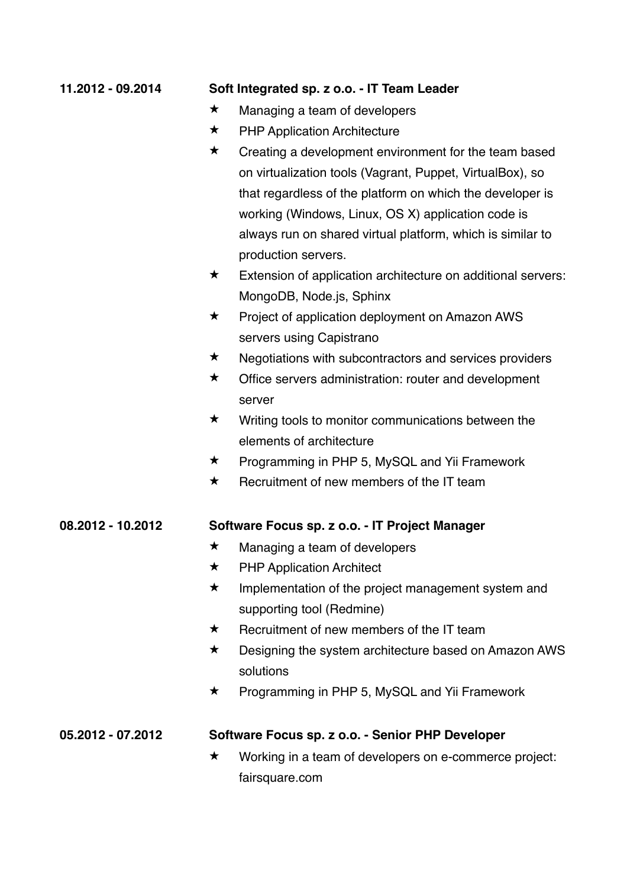**11.2012 - 09.2014** **Soft Integrated sp. z o.o. - IT Team Leader**

- ★ Managing a team of developers
- ★ PHP Application Architecture
- ★ Creating a development environment for the team based on virtualization tools (Vagrant, Puppet, VirtualBox), so that regardless of the platform on which the developer is working (Windows, Linux, OS X) application code is always run on shared virtual platform, which is similar to production servers.
- ★ Extension of application architecture on additional servers: MongoDB, Node.js, Sphinx
- ★ Project of application deployment on Amazon AWS servers using Capistrano
- ★ Negotiations with subcontractors and services providers
- ★ Office servers administration: router and development server
- ★ Writing tools to monitor communications between the elements of architecture
- ★ Programming in PHP 5, MySQL and Yii Framework
- ★ Recruitment of new members of the IT team

**08.2012 - 10.2012** **Software Focus sp. z o.o. - IT Project Manager**

- ★ Managing a team of developers
- ★ PHP Application Architect
- ★ Implementation of the project management system and supporting tool (Redmine)
- ★ Recruitment of new members of the IT team
- ★ Designing the system architecture based on Amazon AWS solutions
- ★ Programming in PHP 5, MySQL and Yii Framework

**05.2012 - 07.2012** **Software Focus sp. z o.o. - Senior PHP Developer**

- ★ Working in a team of developers on e-commerce project: fairsquare.com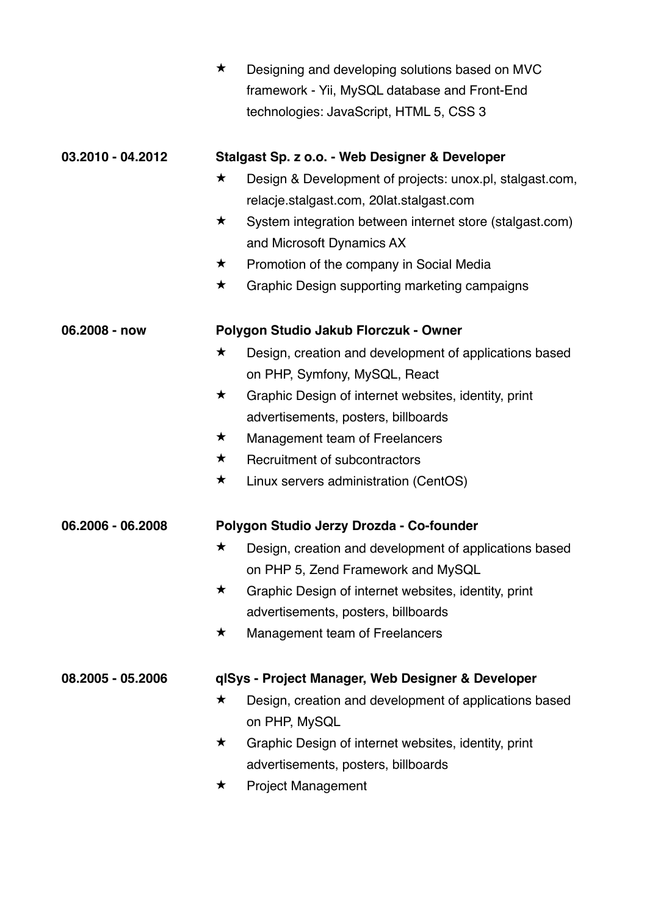- Designing and developing solutions based on MVC framework - Yii, MySQL database and Front-End technologies: JavaScript, HTML 5, CSS 3

**03.2010 - 04.2012** **Stalgast Sp. z o.o. - Web Designer & Developer**

- Design & Development of projects: unox.pl, stalgast.com, relacje.stalgast.com, 20lat.stalgast.com
- System integration between internet store (stalgast.com) and Microsoft Dynamics AX
- Promotion of the company in Social Media
- Graphic Design supporting marketing campaigns

**06.2008 - now** **Polygon Studio Jakub Florczuk - Owner**

- Design, creation and development of applications based on PHP, Symfony, MySQL, React
- Graphic Design of internet websites, identity, print advertisements, posters, billboards
- Management team of Freelancers
- Recruitment of subcontractors
- Linux servers administration (CentOS)

**06.2006 - 06.2008** **Polygon Studio Jerzy Drozda - Co-founder**

- Design, creation and development of applications based on PHP 5, Zend Framework and MySQL
- Graphic Design of internet websites, identity, print advertisements, posters, billboards
- Management team of Freelancers

**08.2005 - 05.2006** **qlSys - Project Manager, Web Designer & Developer**

- Design, creation and development of applications based on PHP, MySQL
- Graphic Design of internet websites, identity, print advertisements, posters, billboards
- Project Management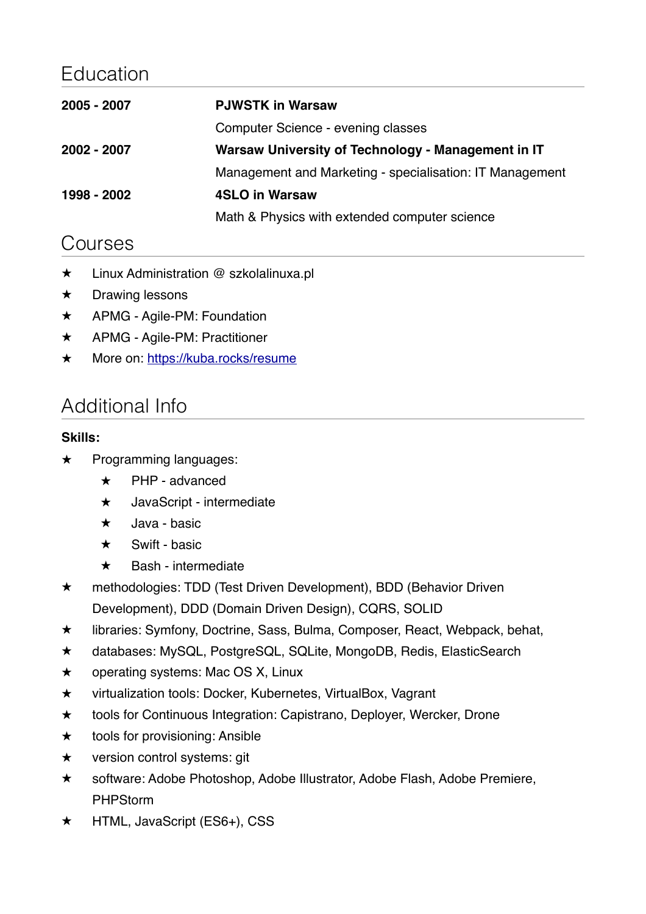## Education

| | |
|---|---|
| **2005 - 2007** | **PJWSTK in Warsaw** |
| | Computer Science - evening classes |
| **2002 - 2007** | **Warsaw University of Technology - Management in IT** |
| | Management and Marketing - specialisation: IT Management |
| **1998 - 2002** | **4SLO in Warsaw** |
| | Math & Physics with extended computer science |

## Courses

- Linux Administration @ szkolalinuxa.pl
- Drawing lessons
- APMG - Agile-PM: Foundation
- APMG - Agile-PM: Practitioner
- More on: [https://kuba.rocks/resume](https://kuba.rocks/resume)

## Additional Info

**Skills:**

- Programming languages:
  - PHP - advanced
  - JavaScript - intermediate
  - Java - basic
  - Swift - basic
  - Bash - intermediate
- methodologies: TDD (Test Driven Development), BDD (Behavior Driven Development), DDD (Domain Driven Design), CQRS, SOLID
- libraries: Symfony, Doctrine, Sass, Bulma, Composer, React, Webpack, behat,
- databases: MySQL, PostgreSQL, SQLite, MongoDB, Redis, ElasticSearch
- operating systems: Mac OS X, Linux
- virtualization tools: Docker, Kubernetes, VirtualBox, Vagrant
- tools for Continuous Integration: Capistrano, Deployer, Wercker, Drone
- tools for provisioning: Ansible
- version control systems: git
- software: Adobe Photoshop, Adobe Illustrator, Adobe Flash, Adobe Premiere, PHPStorm
- HTML, JavaScript (ES6+), CSS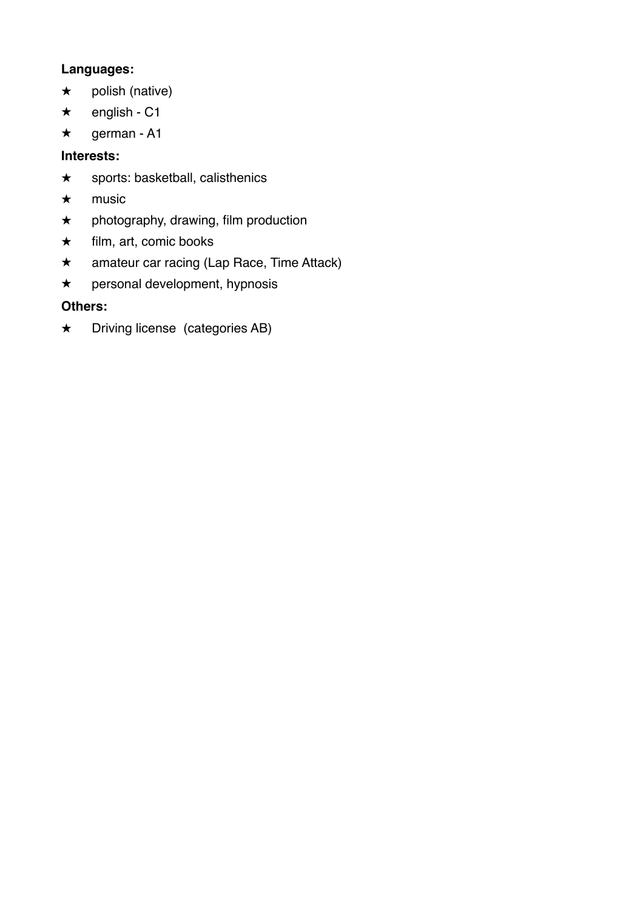**Languages:**

- ★ polish (native)
- ★ english - C1
- ★ german - A1

**Interests:**

- ★ sports: basketball, calisthenics
- ★ music
- ★ photography, drawing, film production
- ★ film, art, comic books
- ★ amateur car racing (Lap Race, Time Attack)
- ★ personal development, hypnosis

**Others:**

- ★ Driving license (categories AB)